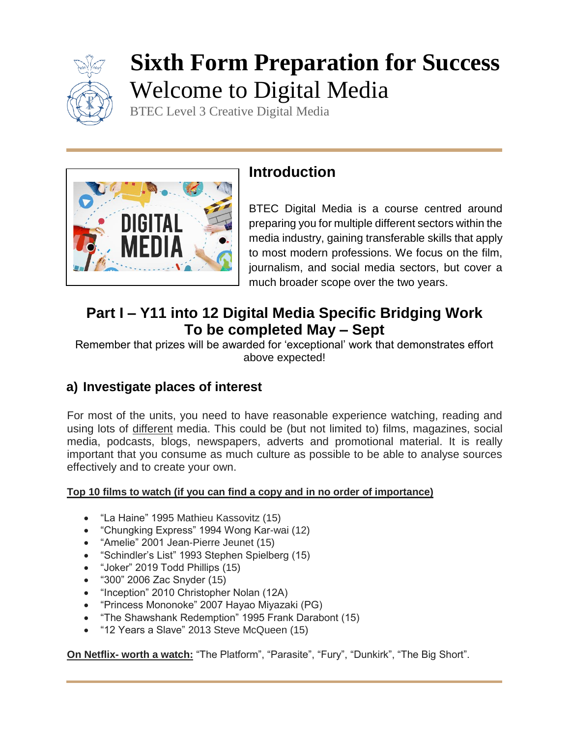# Sixth Form Preparation for Success

## Welcome to Digital Media

BTEC Level 3 Creative Digital Media

## Introduction

BTEC Digital Media is a course centred around preparing you for multiple different sectors within the media industry, gaining transferable skills that apply to most modern professions. We focus on the film, journalism, and social media sectors, but cover a much broader scope over the two years.

## Part I – Y11 into 12 Digital Media Specific Bridging Work
## To be completed May – Sept

Remember that prizes will be awarded for 'exceptional' work that demonstrates effort above expected!

### a) Investigate places of interest

For most of the units, you need to have reasonable experience watching, reading and using lots of different media. This could be (but not limited to) films, magazines, social media, podcasts, blogs, newspapers, adverts and promotional material. It is really important that you consume as much culture as possible to be able to analyse sources effectively and to create your own.

**Top 10 films to watch (if you can find a copy and in no order of importance)**

- "La Haine" 1995 Mathieu Kassovitz (15)
- "Chungking Express" 1994 Wong Kar-wai (12)
- "Amelie" 2001 Jean-Pierre Jeunet (15)
- "Schindler's List" 1993 Stephen Spielberg (15)
- "Joker" 2019 Todd Phillips (15)
- "300" 2006 Zac Snyder (15)
- "Inception" 2010 Christopher Nolan (12A)
- "Princess Mononoke" 2007 Hayao Miyazaki (PG)
- "The Shawshank Redemption" 1995 Frank Darabont (15)
- "12 Years a Slave" 2013 Steve McQueen (15)

**On Netflix- worth a watch:** "The Platform", "Parasite", "Fury", "Dunkirk", "The Big Short".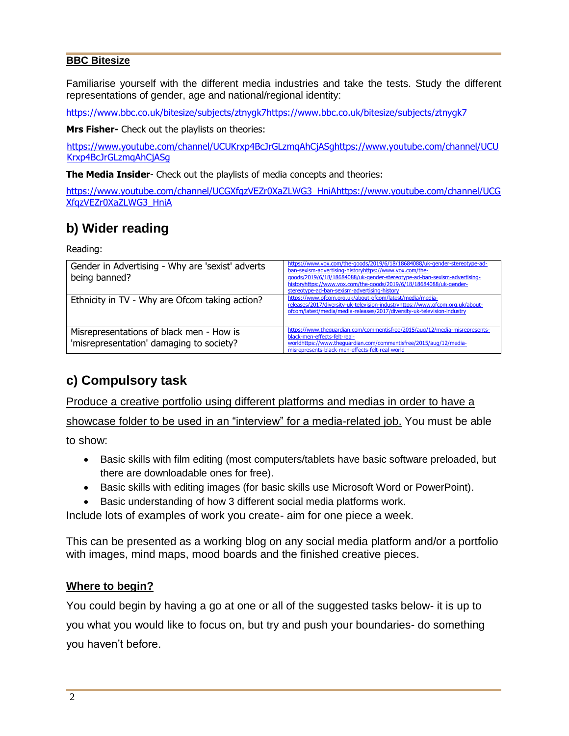**BBC Bitesize**

Familiarise yourself with the different media industries and take the tests. Study the different representations of gender, age and national/regional identity:

https://www.bbc.co.uk/bitesize/subjects/ztnygk7https://www.bbc.co.uk/bitesize/subjects/ztnygk7

**Mrs Fisher-** Check out the playlists on theories:

https://www.youtube.com/channel/UCUKrxp4BcJrGLzmqAhCjASghttps://www.youtube.com/channel/UCUKrxp4BcJrGLzmqAhCjASg

**The Media Insider**- Check out the playlists of media concepts and theories:

https://www.youtube.com/channel/UCGXfqzVEZr0XaZLWG3_HniAhttps://www.youtube.com/channel/UCGXfqzVEZr0XaZLWG3_HniA

## b) Wider reading

Reading:

| | |
|---|---|
| Gender in Advertising - Why are 'sexist' adverts being banned? | https://www.vox.com/the-goods/2019/6/18/18684088/uk-gender-stereotype-ad-ban-sexism-advertising-historyhttps://www.vox.com/the-goods/2019/6/18/18684088/uk-gender-stereotype-ad-ban-sexism-advertising-historyhttps://www.vox.com/the-goods/2019/6/18/18684088/uk-gender-stereotype-ad-ban-sexism-advertising-history |
| Ethnicity in TV - Why are Ofcom taking action? | https://www.ofcom.org.uk/about-ofcom/latest/media/media-releases/2017/diversity-uk-television-industryhttps://www.ofcom.org.uk/about-ofcom/latest/media/media-releases/2017/diversity-uk-television-industry |
| Misrepresentations of black men - How is 'misrepresentation' damaging to society? | https://www.theguardian.com/commentisfree/2015/aug/12/media-misrepresents-black-men-effects-felt-real-worldhttps://www.theguardian.com/commentisfree/2015/aug/12/media-misrepresents-black-men-effects-felt-real-world |

## c) Compulsory task

Produce a creative portfolio using different platforms and medias in order to have a showcase folder to be used in an "interview" for a media-related job. You must be able to show:

- Basic skills with film editing (most computers/tablets have basic software preloaded, but there are downloadable ones for free).
- Basic skills with editing images (for basic skills use Microsoft Word or PowerPoint).
- Basic understanding of how 3 different social media platforms work.

Include lots of examples of work you create- aim for one piece a week.

This can be presented as a working blog on any social media platform and/or a portfolio with images, mind maps, mood boards and the finished creative pieces.

**Where to begin?**

You could begin by having a go at one or all of the suggested tasks below- it is up to you what you would like to focus on, but try and push your boundaries- do something you haven't before.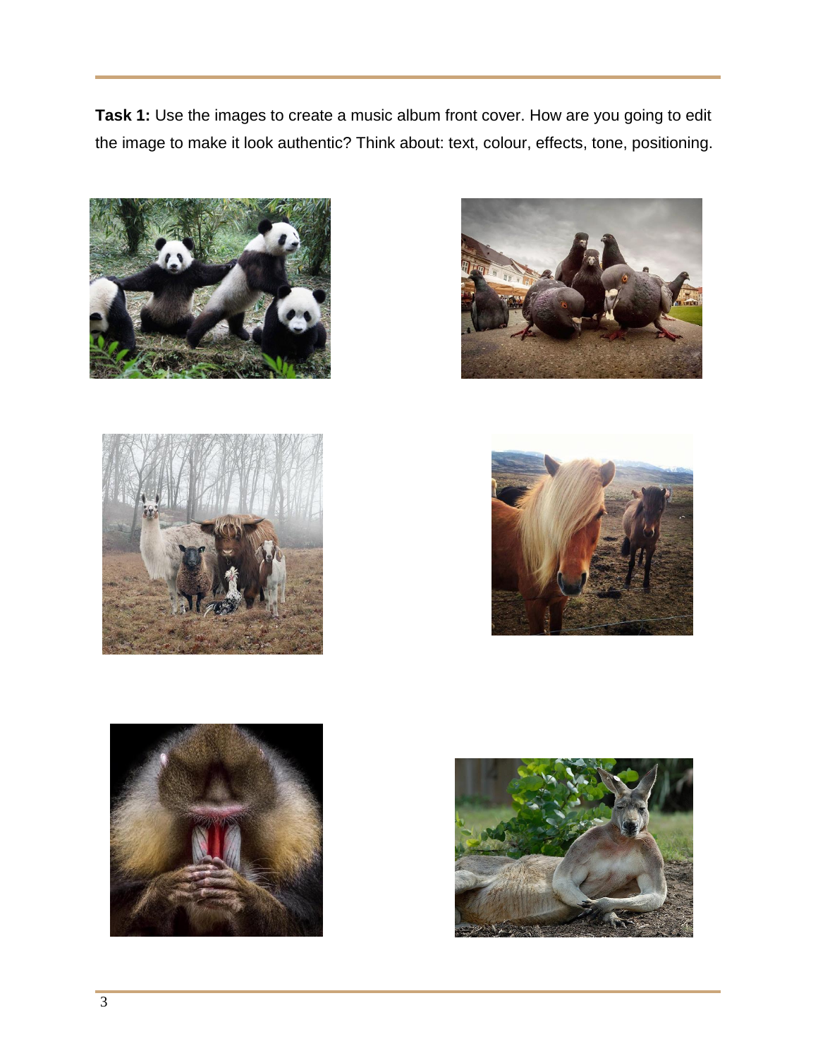**Task 1:** Use the images to create a music album front cover. How are you going to edit the image to make it look authentic? Think about: text, colour, effects, tone, positioning.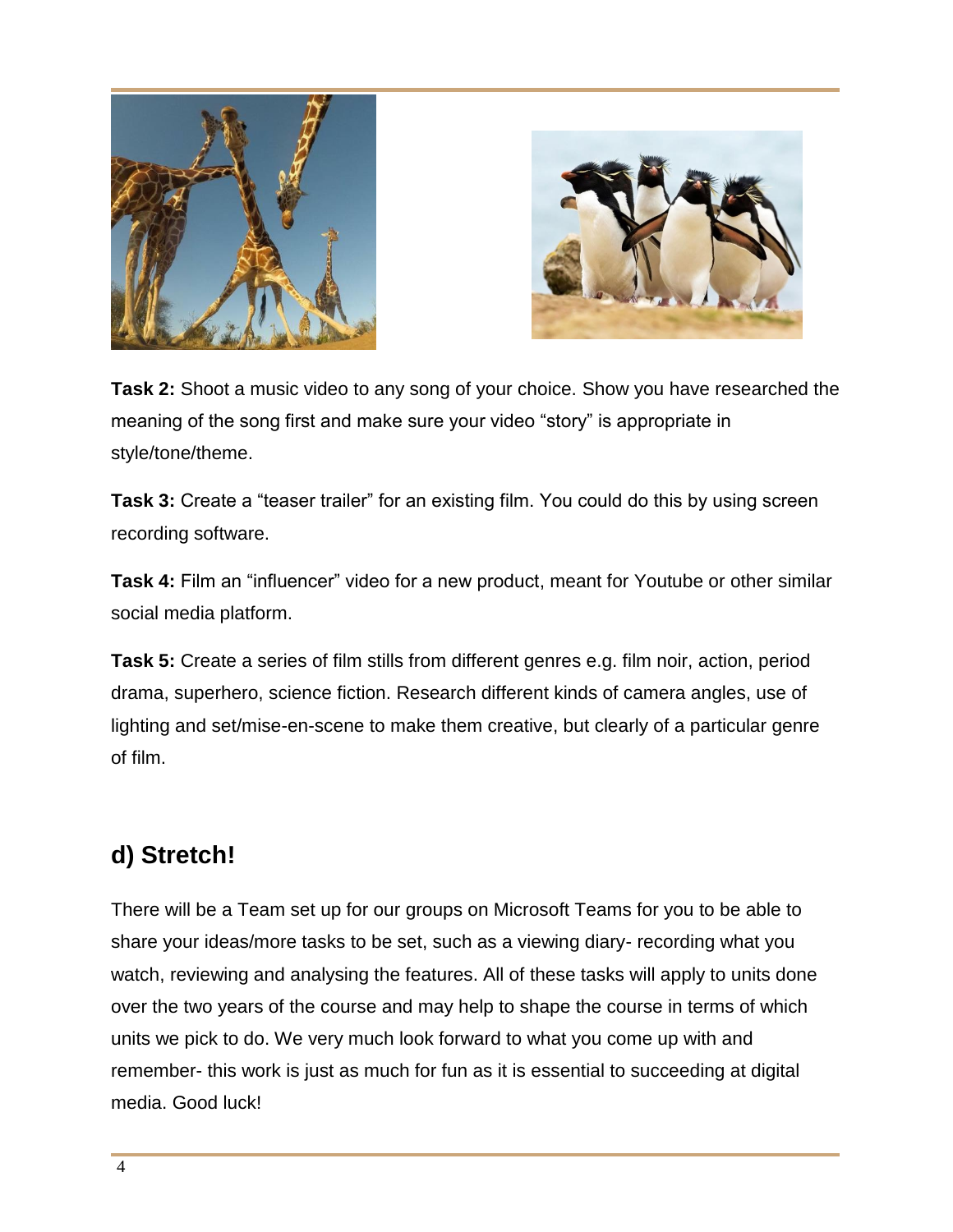**Task 2:** Shoot a music video to any song of your choice. Show you have researched the meaning of the song first and make sure your video "story" is appropriate in style/tone/theme.

**Task 3:** Create a "teaser trailer" for an existing film. You could do this by using screen recording software.

**Task 4:** Film an "influencer" video for a new product, meant for Youtube or other similar social media platform.

**Task 5:** Create a series of film stills from different genres e.g. film noir, action, period drama, superhero, science fiction. Research different kinds of camera angles, use of lighting and set/mise-en-scene to make them creative, but clearly of a particular genre of film.

## d) Stretch!

There will be a Team set up for our groups on Microsoft Teams for you to be able to share your ideas/more tasks to be set, such as a viewing diary- recording what you watch, reviewing and analysing the features. All of these tasks will apply to units done over the two years of the course and may help to shape the course in terms of which units we pick to do. We very much look forward to what you come up with and remember- this work is just as much for fun as it is essential to succeeding at digital media. Good luck!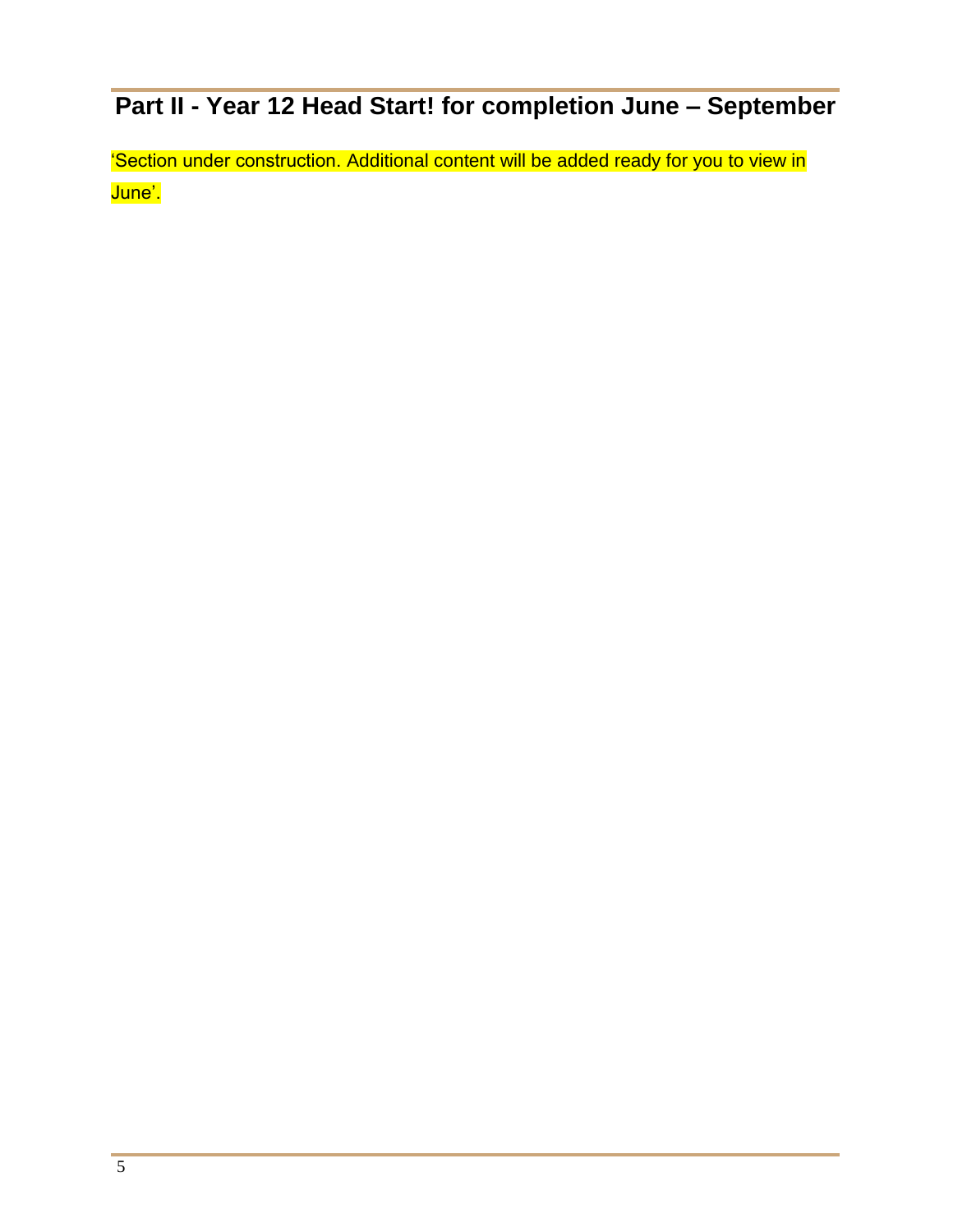## Part II - Year 12 Head Start! for completion June – September

'Section under construction. Additional content will be added ready for you to view in June'.